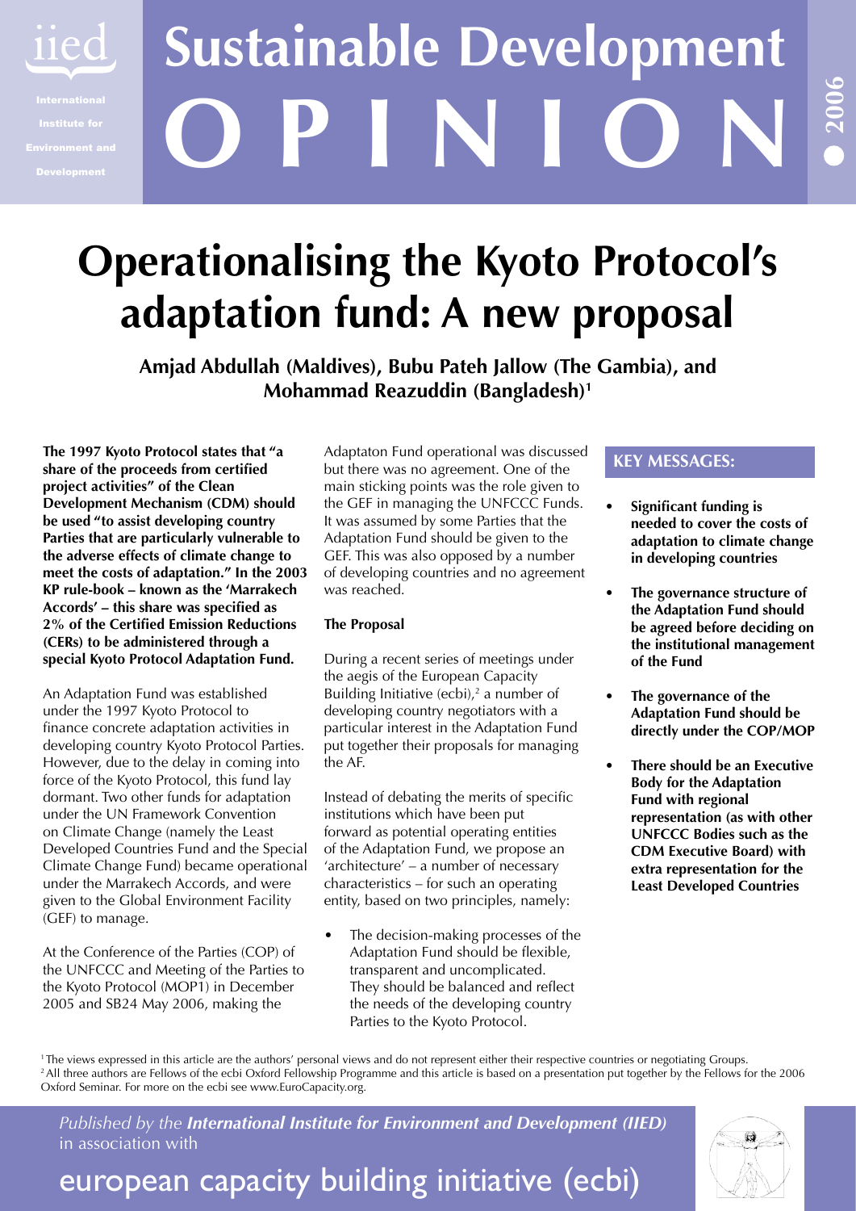iied

International Institute for Environment and Development

# Sustainable Development OPINION

2006

# Operationalising the Kyoto Protocol's adaptation fund: A new proposal

**Amjad Abdullah (Maldives), Bubu Pateh Jallow (The Gambia), and Mohammad Reazuddin (Bangladesh)[1]**

**The 1997 Kyoto Protocol states that "a share of the proceeds from certified project activities" of the Clean Development Mechanism (CDM) should be used "to assist developing country Parties that are particularly vulnerable to the adverse effects of climate change to meet the costs of adaptation." In the 2003 KP rule-book – known as the 'Marrakech Accords' – this share was specified as 2% of the Certified Emission Reductions (CERs) to be administered through a special Kyoto Protocol Adaptation Fund.**

An Adaptation Fund was established under the 1997 Kyoto Protocol to finance concrete adaptation activities in developing country Kyoto Protocol Parties. However, due to the delay in coming into force of the Kyoto Protocol, this fund lay dormant. Two other funds for adaptation under the UN Framework Convention on Climate Change (namely the Least Developed Countries Fund and the Special Climate Change Fund) became operational under the Marrakech Accords, and were given to the Global Environment Facility (GEF) to manage.

At the Conference of the Parties (COP) of the UNFCCC and Meeting of the Parties to the Kyoto Protocol (MOP1) in December 2005 and SB24 May 2006, making the Adaptaton Fund operational was discussed but there was no agreement. One of the main sticking points was the role given to the GEF in managing the UNFCCC Funds. It was assumed by some Parties that the Adaptation Fund should be given to the GEF. This was also opposed by a number of developing countries and no agreement was reached.

### The Proposal

During a recent series of meetings under the aegis of the European Capacity Building Initiative (ecbi),[2] a number of developing country negotiators with a particular interest in the Adaptation Fund put together their proposals for managing the AF.

Instead of debating the merits of specific institutions which have been put forward as potential operating entities of the Adaptation Fund, we propose an 'architecture' – a number of necessary characteristics – for such an operating entity, based on two principles, namely:

- The decision-making processes of the Adaptation Fund should be flexible, transparent and uncomplicated. They should be balanced and reflect the needs of the developing country Parties to the Kyoto Protocol.

### KEY MESSAGES:

- **Significant funding is needed to cover the costs of adaptation to climate change in developing countries**
- **The governance structure of the Adaptation Fund should be agreed before deciding on the institutional management of the Fund**
- **The governance of the Adaptation Fund should be directly under the COP/MOP**
- **There should be an Executive Body for the Adaptation Fund with regional representation (as with other UNFCCC Bodies such as the CDM Executive Board) with extra representation for the Least Developed Countries**

[1] The views expressed in this article are the authors' personal views and do not represent either their respective countries or negotiating Groups.
[2] All three authors are Fellows of the ecbi Oxford Fellowship Programme and this article is based on a presentation put together by the Fellows for the 2006 Oxford Seminar. For more on the ecbi see www.EuroCapacity.org.

*Published by the **International Institute for Environment and Development (IIED)*** in association with

european capacity building initiative (ecbi)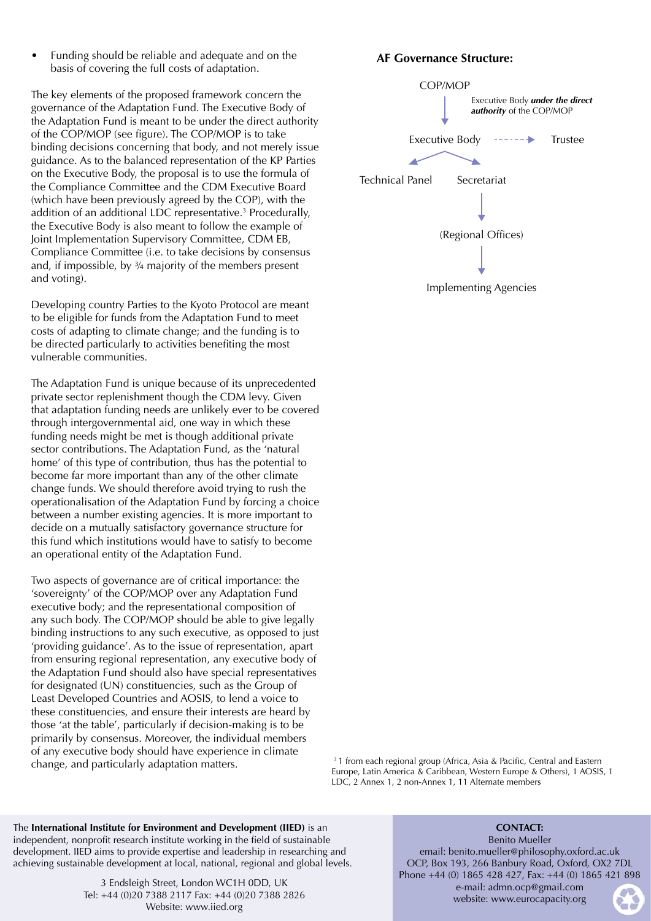- Funding should be reliable and adequate and on the basis of covering the full costs of adaptation.

The key elements of the proposed framework concern the governance of the Adaptation Fund. The Executive Body of the Adaptation Fund is meant to be under the direct authority of the COP/MOP (see figure). The COP/MOP is to take binding decisions concerning that body, and not merely issue guidance. As to the balanced representation of the KP Parties on the Executive Body, the proposal is to use the formula of the Compliance Committee and the CDM Executive Board (which have been previously agreed by the COP), with the addition of an additional LDC representative.[3] Procedurally, the Executive Body is also meant to follow the example of Joint Implementation Supervisory Committee, CDM EB, Compliance Committee (i.e. to take decisions by consensus and, if impossible, by ¾ majority of the members present and voting).

Developing country Parties to the Kyoto Protocol are meant to be eligible for funds from the Adaptation Fund to meet costs of adapting to climate change; and the funding is to be directed particularly to activities benefiting the most vulnerable communities.

The Adaptation Fund is unique because of its unprecedented private sector replenishment though the CDM levy. Given that adaptation funding needs are unlikely ever to be covered through intergovernmental aid, one way in which these funding needs might be met is though additional private sector contributions. The Adaptation Fund, as the 'natural home' of this type of contribution, thus has the potential to become far more important than any of the other climate change funds. We should therefore avoid trying to rush the operationalisation of the Adaptation Fund by forcing a choice between a number existing agencies. It is more important to decide on a mutually satisfactory governance structure for this fund which institutions would have to satisfy to become an operational entity of the Adaptation Fund.

Two aspects of governance are of critical importance: the 'sovereignty' of the COP/MOP over any Adaptation Fund executive body; and the representational composition of any such body. The COP/MOP should be able to give legally binding instructions to any such executive, as opposed to just 'providing guidance'. As to the issue of representation, apart from ensuring regional representation, any executive body of the Adaptation Fund should also have special representatives for designated (UN) constituencies, such as the Group of Least Developed Countries and AOSIS, to lend a voice to these constituencies, and ensure their interests are heard by those 'at the table', particularly if decision-making is to be primarily by consensus. Moreover, the individual members of any executive body should have experience in climate change, and particularly adaptation matters.

**AF Governance Structure:**

COP/MOP

Executive Body ***under the direct authority*** of the COP/MOP

Executive Body

Trustee

Technical Panel

Secretariat

(Regional Offices)

Implementing Agencies

[3] 1 from each regional group (Africa, Asia & Pacific, Central and Eastern Europe, Latin America & Caribbean, Western Europe & Others), 1 AOSIS, 1 LDC, 2 Annex 1, 2 non-Annex 1, 11 Alternate members

The **International Institute for Environment and Development (IIED)** is an independent, nonprofit research institute working in the field of sustainable development. IIED aims to provide expertise and leadership in researching and achieving sustainable development at local, national, regional and global levels.

3 Endsleigh Street, London WC1H 0DD, UK
Tel: +44 (0)20 7388 2117 Fax: +44 (0)20 7388 2826
Website: www.iied.org

**CONTACT:**
Benito Mueller
email: benito.mueller@philosophy.oxford.ac.uk
OCP, Box 193, 266 Banbury Road, Oxford, OX2 7DL
Phone +44 (0) 1865 428 427, Fax: +44 (0) 1865 421 898
e-mail: admn.ocp@gmail.com
website: www.eurocapacity.org